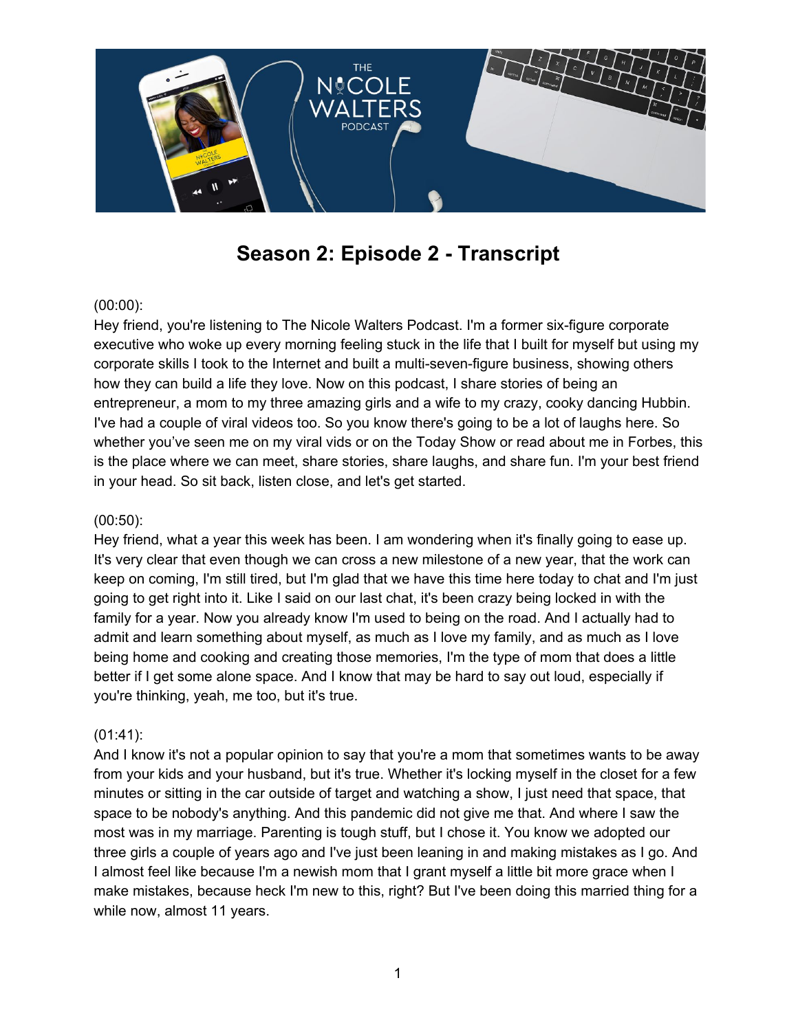# Season 2: Episode 2 - Transcript

(00:00):

Hey friend, you're listening to The Nicole Walters Podcast. I'm a former six-figure corporate executive who woke up every morning feeling stuck in the life that I built for myself but using my corporate skills I took to the Internet and built a multi-seven-figure business, showing others how they can build a life they love. Now on this podcast, I share stories of being an entrepreneur, a mom to my three amazing girls and a wife to my crazy, cooky dancing Hubbin. I've had a couple of viral videos too. So you know there's going to be a lot of laughs here. So whether you've seen me on my viral vids or on the Today Show or read about me in Forbes, this is the place where we can meet, share stories, share laughs, and share fun. I'm your best friend in your head. So sit back, listen close, and let's get started.

(00:50):

Hey friend, what a year this week has been. I am wondering when it's finally going to ease up. It's very clear that even though we can cross a new milestone of a new year, that the work can keep on coming, I'm still tired, but I'm glad that we have this time here today to chat and I'm just going to get right into it. Like I said on our last chat, it's been crazy being locked in with the family for a year. Now you already know I'm used to being on the road. And I actually had to admit and learn something about myself, as much as I love my family, and as much as I love being home and cooking and creating those memories, I'm the type of mom that does a little better if I get some alone space. And I know that may be hard to say out loud, especially if you're thinking, yeah, me too, but it's true.

(01:41):

And I know it's not a popular opinion to say that you're a mom that sometimes wants to be away from your kids and your husband, but it's true. Whether it's locking myself in the closet for a few minutes or sitting in the car outside of target and watching a show, I just need that space, that space to be nobody's anything. And this pandemic did not give me that. And where I saw the most was in my marriage. Parenting is tough stuff, but I chose it. You know we adopted our three girls a couple of years ago and I've just been leaning in and making mistakes as I go. And I almost feel like because I'm a newish mom that I grant myself a little bit more grace when I make mistakes, because heck I'm new to this, right? But I've been doing this married thing for a while now, almost 11 years.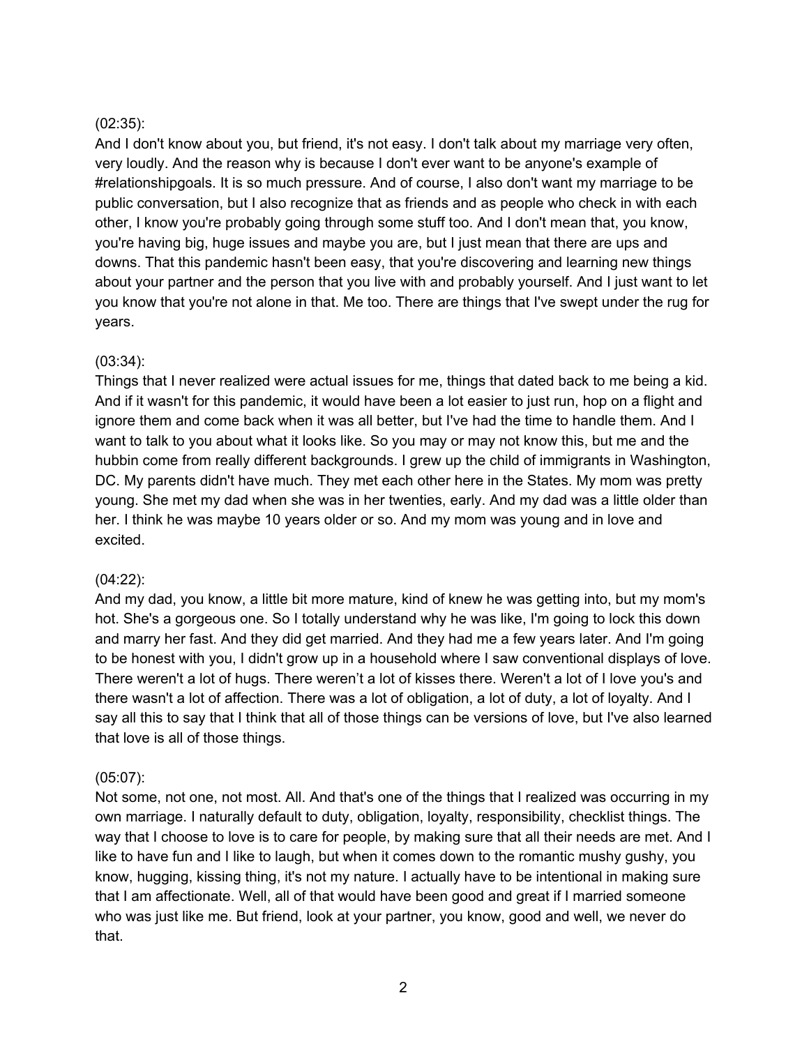(02:35):

And I don't know about you, but friend, it's not easy. I don't talk about my marriage very often, very loudly. And the reason why is because I don't ever want to be anyone's example of #relationshipgoals. It is so much pressure. And of course, I also don't want my marriage to be public conversation, but I also recognize that as friends and as people who check in with each other, I know you're probably going through some stuff too. And I don't mean that, you know, you're having big, huge issues and maybe you are, but I just mean that there are ups and downs. That this pandemic hasn't been easy, that you're discovering and learning new things about your partner and the person that you live with and probably yourself. And I just want to let you know that you're not alone in that. Me too. There are things that I've swept under the rug for years.

(03:34):

Things that I never realized were actual issues for me, things that dated back to me being a kid. And if it wasn't for this pandemic, it would have been a lot easier to just run, hop on a flight and ignore them and come back when it was all better, but I've had the time to handle them. And I want to talk to you about what it looks like. So you may or may not know this, but me and the hubbin come from really different backgrounds. I grew up the child of immigrants in Washington, DC. My parents didn't have much. They met each other here in the States. My mom was pretty young. She met my dad when she was in her twenties, early. And my dad was a little older than her. I think he was maybe 10 years older or so. And my mom was young and in love and excited.

(04:22):

And my dad, you know, a little bit more mature, kind of knew he was getting into, but my mom's hot. She's a gorgeous one. So I totally understand why he was like, I'm going to lock this down and marry her fast. And they did get married. And they had me a few years later. And I'm going to be honest with you, I didn't grow up in a household where I saw conventional displays of love. There weren't a lot of hugs. There weren't a lot of kisses there. Weren't a lot of I love you's and there wasn't a lot of affection. There was a lot of obligation, a lot of duty, a lot of loyalty. And I say all this to say that I think that all of those things can be versions of love, but I've also learned that love is all of those things.

(05:07):

Not some, not one, not most. All. And that's one of the things that I realized was occurring in my own marriage. I naturally default to duty, obligation, loyalty, responsibility, checklist things. The way that I choose to love is to care for people, by making sure that all their needs are met. And I like to have fun and I like to laugh, but when it comes down to the romantic mushy gushy, you know, hugging, kissing thing, it's not my nature. I actually have to be intentional in making sure that I am affectionate. Well, all of that would have been good and great if I married someone who was just like me. But friend, look at your partner, you know, good and well, we never do that.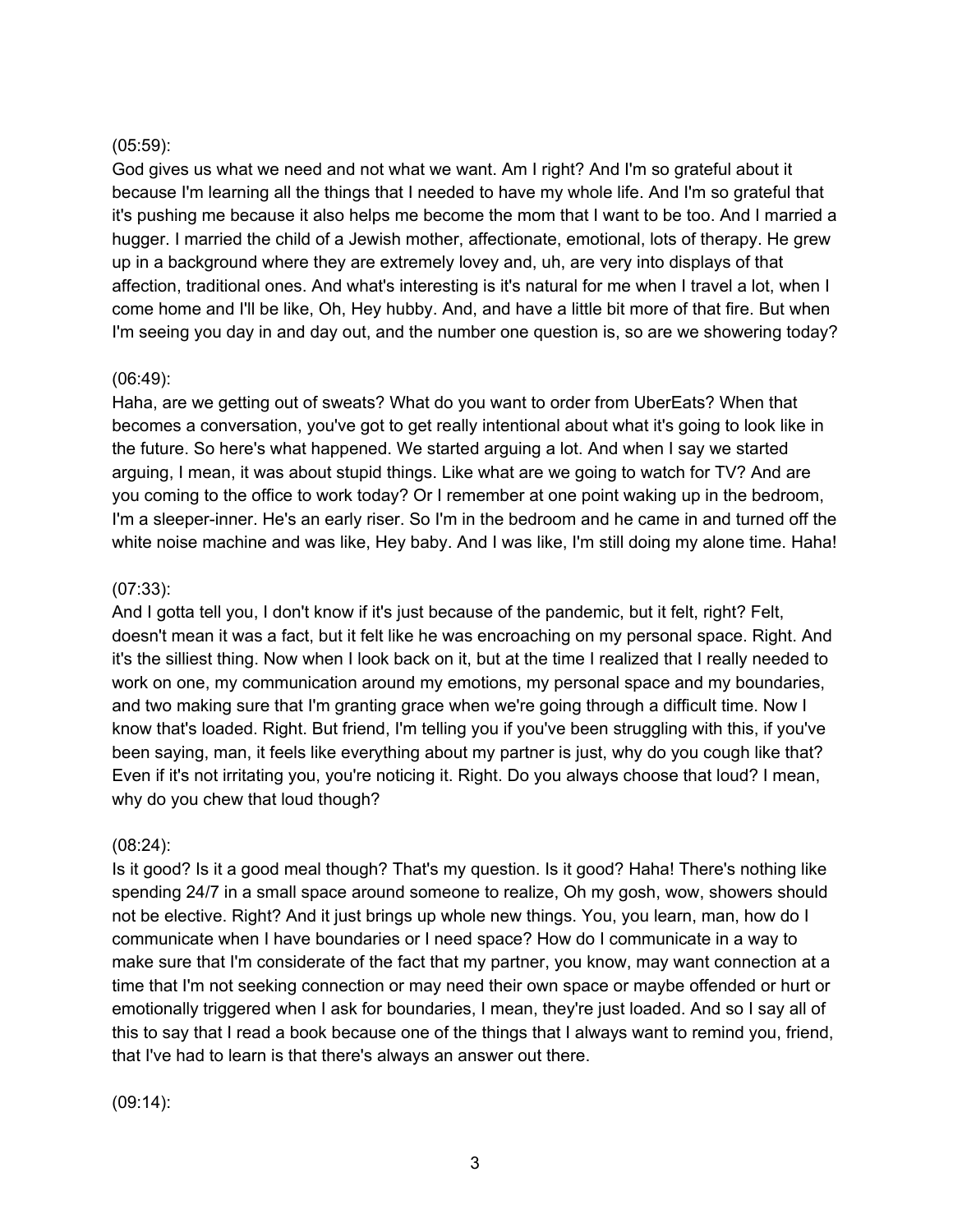(05:59):

God gives us what we need and not what we want. Am I right? And I'm so grateful about it because I'm learning all the things that I needed to have my whole life. And I'm so grateful that it's pushing me because it also helps me become the mom that I want to be too. And I married a hugger. I married the child of a Jewish mother, affectionate, emotional, lots of therapy. He grew up in a background where they are extremely lovey and, uh, are very into displays of that affection, traditional ones. And what's interesting is it's natural for me when I travel a lot, when I come home and I'll be like, Oh, Hey hubby. And, and have a little bit more of that fire. But when I'm seeing you day in and day out, and the number one question is, so are we showering today?

(06:49):

Haha, are we getting out of sweats? What do you want to order from UberEats? When that becomes a conversation, you've got to get really intentional about what it's going to look like in the future. So here's what happened. We started arguing a lot. And when I say we started arguing, I mean, it was about stupid things. Like what are we going to watch for TV? And are you coming to the office to work today? Or I remember at one point waking up in the bedroom, I'm a sleeper-inner. He's an early riser. So I'm in the bedroom and he came in and turned off the white noise machine and was like, Hey baby. And I was like, I'm still doing my alone time. Haha!

(07:33):

And I gotta tell you, I don't know if it's just because of the pandemic, but it felt, right? Felt, doesn't mean it was a fact, but it felt like he was encroaching on my personal space. Right. And it's the silliest thing. Now when I look back on it, but at the time I realized that I really needed to work on one, my communication around my emotions, my personal space and my boundaries, and two making sure that I'm granting grace when we're going through a difficult time. Now I know that's loaded. Right. But friend, I'm telling you if you've been struggling with this, if you've been saying, man, it feels like everything about my partner is just, why do you cough like that? Even if it's not irritating you, you're noticing it. Right. Do you always choose that loud? I mean, why do you chew that loud though?

(08:24):

Is it good? Is it a good meal though? That's my question. Is it good? Haha! There's nothing like spending 24/7 in a small space around someone to realize, Oh my gosh, wow, showers should not be elective. Right? And it just brings up whole new things. You, you learn, man, how do I communicate when I have boundaries or I need space? How do I communicate in a way to make sure that I'm considerate of the fact that my partner, you know, may want connection at a time that I'm not seeking connection or may need their own space or maybe offended or hurt or emotionally triggered when I ask for boundaries, I mean, they're just loaded. And so I say all of this to say that I read a book because one of the things that I always want to remind you, friend, that I've had to learn is that there's always an answer out there.

(09:14):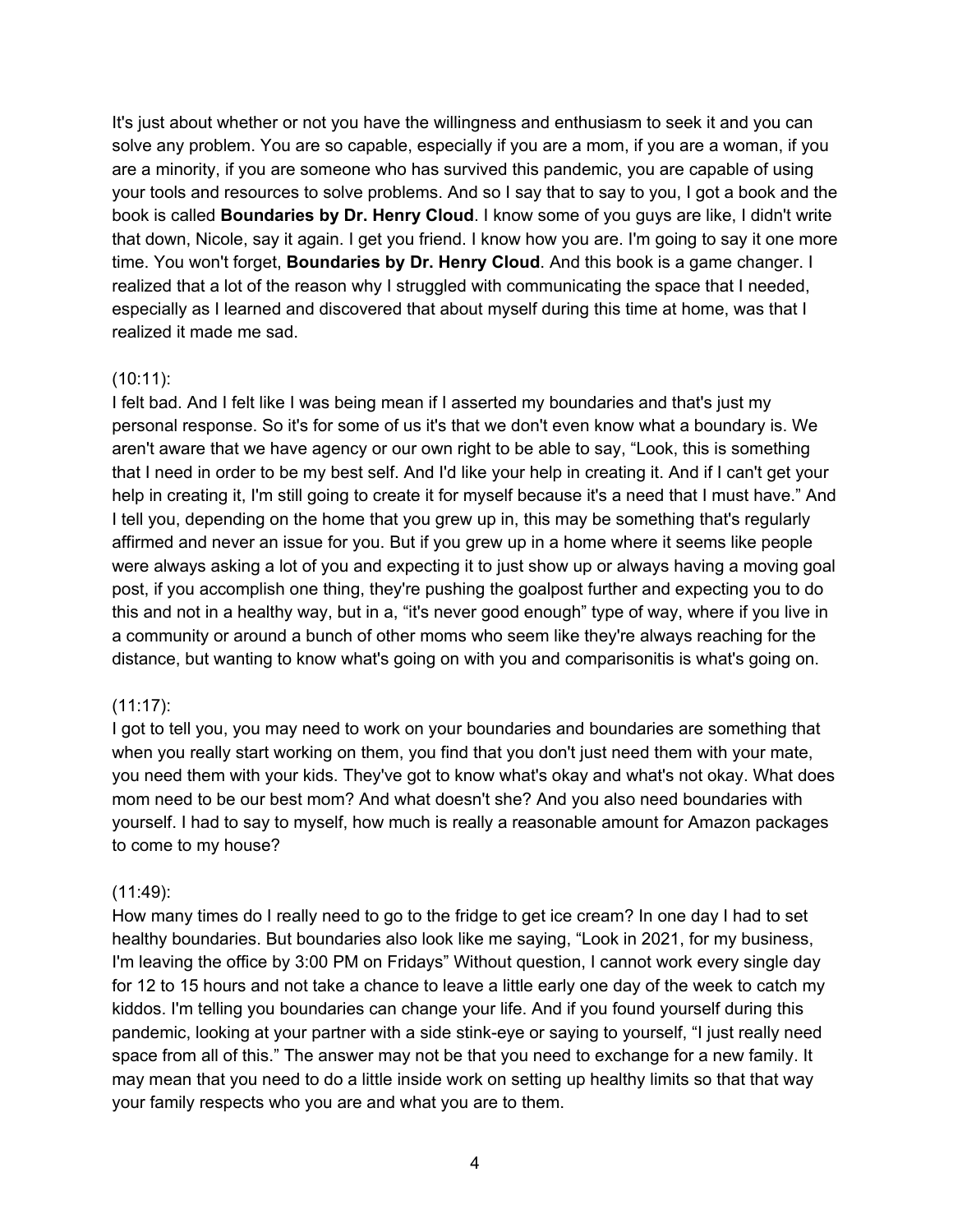It's just about whether or not you have the willingness and enthusiasm to seek it and you can solve any problem. You are so capable, especially if you are a mom, if you are a woman, if you are a minority, if you are someone who has survived this pandemic, you are capable of using your tools and resources to solve problems. And so I say that to say to you, I got a book and the book is called **Boundaries by Dr. Henry Cloud**. I know some of you guys are like, I didn't write that down, Nicole, say it again. I get you friend. I know how you are. I'm going to say it one more time. You won't forget, **Boundaries by Dr. Henry Cloud**. And this book is a game changer. I realized that a lot of the reason why I struggled with communicating the space that I needed, especially as I learned and discovered that about myself during this time at home, was that I realized it made me sad.

(10:11):

I felt bad. And I felt like I was being mean if I asserted my boundaries and that's just my personal response. So it's for some of us it's that we don't even know what a boundary is. We aren't aware that we have agency or our own right to be able to say, "Look, this is something that I need in order to be my best self. And I'd like your help in creating it. And if I can't get your help in creating it, I'm still going to create it for myself because it's a need that I must have." And I tell you, depending on the home that you grew up in, this may be something that's regularly affirmed and never an issue for you. But if you grew up in a home where it seems like people were always asking a lot of you and expecting it to just show up or always having a moving goal post, if you accomplish one thing, they're pushing the goalpost further and expecting you to do this and not in a healthy way, but in a, "it's never good enough" type of way, where if you live in a community or around a bunch of other moms who seem like they're always reaching for the distance, but wanting to know what's going on with you and comparisonitis is what's going on.

(11:17):

I got to tell you, you may need to work on your boundaries and boundaries are something that when you really start working on them, you find that you don't just need them with your mate, you need them with your kids. They've got to know what's okay and what's not okay. What does mom need to be our best mom? And what doesn't she? And you also need boundaries with yourself. I had to say to myself, how much is really a reasonable amount for Amazon packages to come to my house?

(11:49):

How many times do I really need to go to the fridge to get ice cream? In one day I had to set healthy boundaries. But boundaries also look like me saying, "Look in 2021, for my business, I'm leaving the office by 3:00 PM on Fridays" Without question, I cannot work every single day for 12 to 15 hours and not take a chance to leave a little early one day of the week to catch my kiddos. I'm telling you boundaries can change your life. And if you found yourself during this pandemic, looking at your partner with a side stink-eye or saying to yourself, "I just really need space from all of this." The answer may not be that you need to exchange for a new family. It may mean that you need to do a little inside work on setting up healthy limits so that that way your family respects who you are and what you are to them.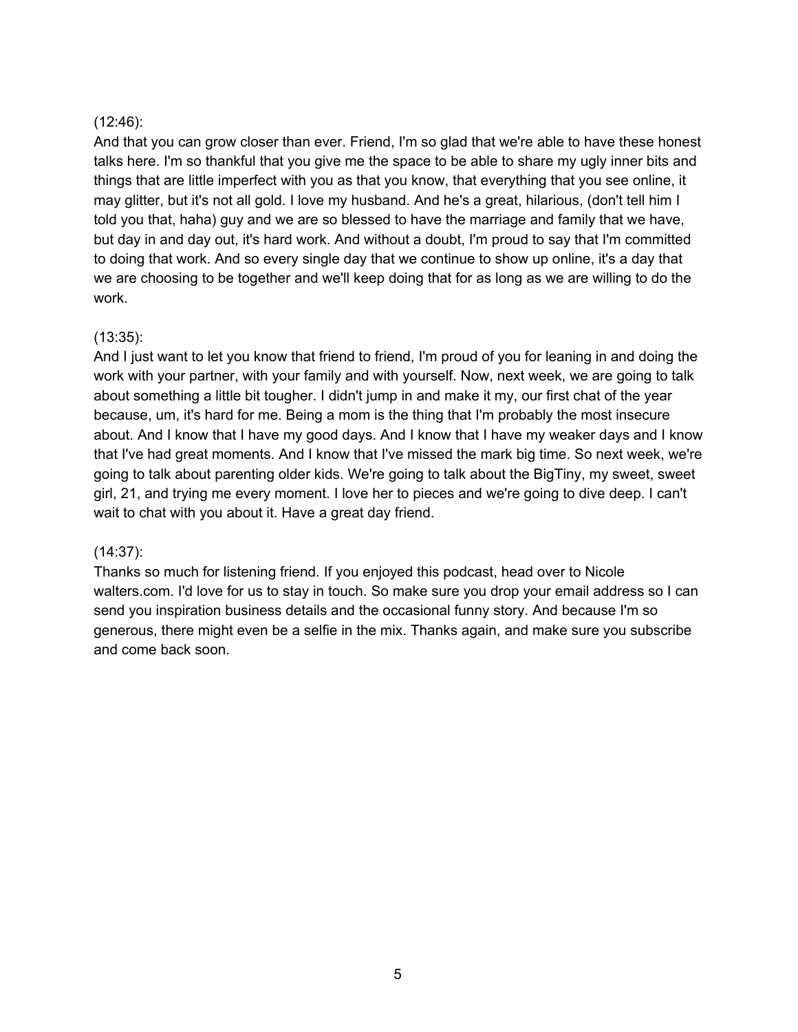(12:46):

And that you can grow closer than ever. Friend, I'm so glad that we're able to have these honest talks here. I'm so thankful that you give me the space to be able to share my ugly inner bits and things that are little imperfect with you as that you know, that everything that you see online, it may glitter, but it's not all gold. I love my husband. And he's a great, hilarious, (don't tell him I told you that, haha) guy and we are so blessed to have the marriage and family that we have, but day in and day out, it's hard work. And without a doubt, I'm proud to say that I'm committed to doing that work. And so every single day that we continue to show up online, it's a day that we are choosing to be together and we'll keep doing that for as long as we are willing to do the work.

(13:35):

And I just want to let you know that friend to friend, I'm proud of you for leaning in and doing the work with your partner, with your family and with yourself. Now, next week, we are going to talk about something a little bit tougher. I didn't jump in and make it my, our first chat of the year because, um, it's hard for me. Being a mom is the thing that I'm probably the most insecure about. And I know that I have my good days. And I know that I have my weaker days and I know that I've had great moments. And I know that I've missed the mark big time. So next week, we're going to talk about parenting older kids. We're going to talk about the BigTiny, my sweet, sweet girl, 21, and trying me every moment. I love her to pieces and we're going to dive deep. I can't wait to chat with you about it. Have a great day friend.

(14:37):

Thanks so much for listening friend. If you enjoyed this podcast, head over to Nicole walters.com. I'd love for us to stay in touch. So make sure you drop your email address so I can send you inspiration business details and the occasional funny story. And because I'm so generous, there might even be a selfie in the mix. Thanks again, and make sure you subscribe and come back soon.